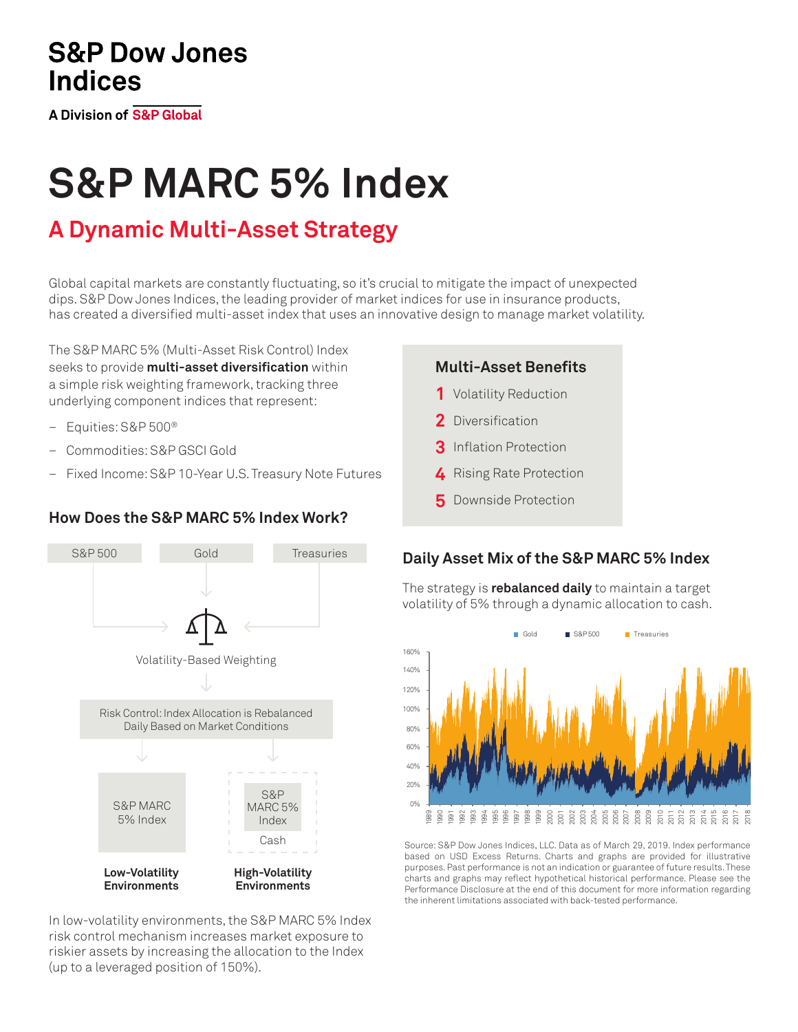# S&P Dow Jones Indices

A Division of S&P Global

# S&P MARC 5% Index

## A Dynamic Multi-Asset Strategy

Global capital markets are constantly fluctuating, so it's crucial to mitigate the impact of unexpected dips. S&P Dow Jones Indices, the leading provider of market indices for use in insurance products, has created a diversified multi-asset index that uses an innovative design to manage market volatility.

The S&P MARC 5% (Multi-Asset Risk Control) Index seeks to provide **multi-asset diversification** within a simple risk weighting framework, tracking three underlying component indices that represent:

- Equities: S&P 500®
- Commodities: S&P GSCI Gold
- Fixed Income: S&P 10-Year U.S. Treasury Note Futures

### Multi-Asset Benefits

1. Volatility Reduction
2. Diversification
3. Inflation Protection
4. Rising Rate Protection
5. Downside Protection

### How Does the S&P MARC 5% Index Work?

S&P 500 | Gold | Treasuries

Volatility-Based Weighting

Risk Control: Index Allocation is Rebalanced Daily Based on Market Conditions

S&P MARC 5% Index — **Low-Volatility Environments**

S&P MARC 5% Index / Cash — **High-Volatility Environments**

In low-volatility environments, the S&P MARC 5% Index risk control mechanism increases market exposure to riskier assets by increasing the allocation to the Index (up to a leveraged position of 150%).

### Daily Asset Mix of the S&P MARC 5% Index

The strategy is **rebalanced daily** to maintain a target volatility of 5% through a dynamic allocation to cash.

Source: S&P Dow Jones Indices, LLC. Data as of March 29, 2019. Index performance based on USD Excess Returns. Charts and graphs are provided for illustrative purposes. Past performance is not an indication or guarantee of future results. These charts and graphs may reflect hypothetical historical performance. Please see the Performance Disclosure at the end of this document for more information regarding the inherent limitations associated with back-tested performance.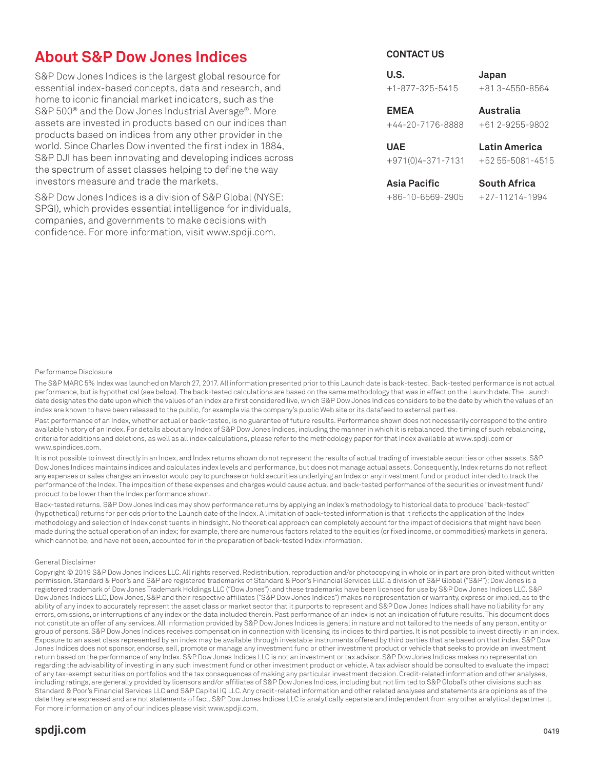## About S&P Dow Jones Indices

S&P Dow Jones Indices is the largest global resource for essential index-based concepts, data and research, and home to iconic financial market indicators, such as the S&P 500® and the Dow Jones Industrial Average®. More assets are invested in products based on our indices than products based on indices from any other provider in the world. Since Charles Dow invented the first index in 1884, S&P DJI has been innovating and developing indices across the spectrum of asset classes helping to define the way investors measure and trade the markets.

S&P Dow Jones Indices is a division of S&P Global (NYSE: SPGI), which provides essential intelligence for individuals, companies, and governments to make decisions with confidence. For more information, visit www.spdji.com.

### CONTACT US

**U.S.**
+1-877-325-5415

**Japan**
+81 3-4550-8564

**EMEA**
+44-20-7176-8888

**Australia**
+61 2-9255-9802

**UAE**
+971(0)4-371-7131

**Latin America**
+52 55-5081-4515

**Asia Pacific**
+86-10-6569-2905

**South Africa**
+27-11214-1994

Performance Disclosure

The S&P MARC 5% Index was launched on March 27, 2017. All information presented prior to this Launch date is back-tested. Back-tested performance is not actual performance, but is hypothetical (see below). The back-tested calculations are based on the same methodology that was in effect on the Launch date. The Launch date designates the date upon which the values of an index are first considered live, which S&P Dow Jones Indices considers to be the date by which the values of an index are known to have been released to the public, for example via the company's public Web site or its datafeed to external parties.

Past performance of an Index, whether actual or back-tested, is no guarantee of future results. Performance shown does not necessarily correspond to the entire available history of an Index. For details about any Index of S&P Dow Jones Indices, including the manner in which it is rebalanced, the timing of such rebalancing, criteria for additions and deletions, as well as all index calculations, please refer to the methodology paper for that Index available at www.spdji.com or www.spindices.com.

It is not possible to invest directly in an Index, and Index returns shown do not represent the results of actual trading of investable securities or other assets. S&P Dow Jones Indices maintains indices and calculates index levels and performance, but does not manage actual assets. Consequently, Index returns do not reflect any expenses or sales charges an investor would pay to purchase or hold securities underlying an Index or any investment fund or product intended to track the performance of the Index. The imposition of these expenses and charges would cause actual and back-tested performance of the securities or investment fund/product to be lower than the Index performance shown.

Back-tested returns. S&P Dow Jones Indices may show performance returns by applying an Index's methodology to historical data to produce "back-tested" (hypothetical) returns for periods prior to the Launch date of the Index. A limitation of back-tested information is that it reflects the application of the Index methodology and selection of Index constituents in hindsight. No theoretical approach can completely account for the impact of decisions that might have been made during the actual operation of an index; for example, there are numerous factors related to the equities (or fixed income, or commodities) markets in general which cannot be, and have not been, accounted for in the preparation of back-tested Index information.

General Disclaimer

Copyright © 2019 S&P Dow Jones Indices LLC. All rights reserved. Redistribution, reproduction and/or photocopying in whole or in part are prohibited without written permission. Standard & Poor's and S&P are registered trademarks of Standard & Poor's Financial Services LLC, a division of S&P Global ("S&P"); Dow Jones is a registered trademark of Dow Jones Trademark Holdings LLC ("Dow Jones"); and these trademarks have been licensed for use by S&P Dow Jones Indices LLC. S&P Dow Jones Indices LLC, Dow Jones, S&P and their respective affiliates ("S&P Dow Jones Indices") makes no representation or warranty, express or implied, as to the ability of any index to accurately represent the asset class or market sector that it purports to represent and S&P Dow Jones Indices shall have no liability for any errors, omissions, or interruptions of any index or the data included therein. Past performance of an index is not an indication of future results. This document does not constitute an offer of any services. All information provided by S&P Dow Jones Indices is general in nature and not tailored to the needs of any person, entity or group of persons. S&P Dow Jones Indices receives compensation in connection with licensing its indices to third parties. It is not possible to invest directly in an index. Exposure to an asset class represented by an index may be available through investable instruments offered by third parties that are based on that index. S&P Dow Jones Indices does not sponsor, endorse, sell, promote or manage any investment fund or other investment product or vehicle that seeks to provide an investment return based on the performance of any Index. S&P Dow Jones Indices LLC is not an investment or tax advisor. S&P Dow Jones Indices makes no representation regarding the advisability of investing in any such investment fund or other investment product or vehicle. A tax advisor should be consulted to evaluate the impact of any tax-exempt securities on portfolios and the tax consequences of making any particular investment decision. Credit-related information and other analyses, including ratings, are generally provided by licensors and/or affiliates of S&P Dow Jones Indices, including but not limited to S&P Global's other divisions such as Standard & Poor's Financial Services LLC and S&P Capital IQ LLC. Any credit-related information and other related analyses and statements are opinions as of the date they are expressed and are not statements of fact. S&P Dow Jones Indices LLC is analytically separate and independent from any other analytical department. For more information on any of our indices please visit www.spdji.com.

**spdji.com**

0419